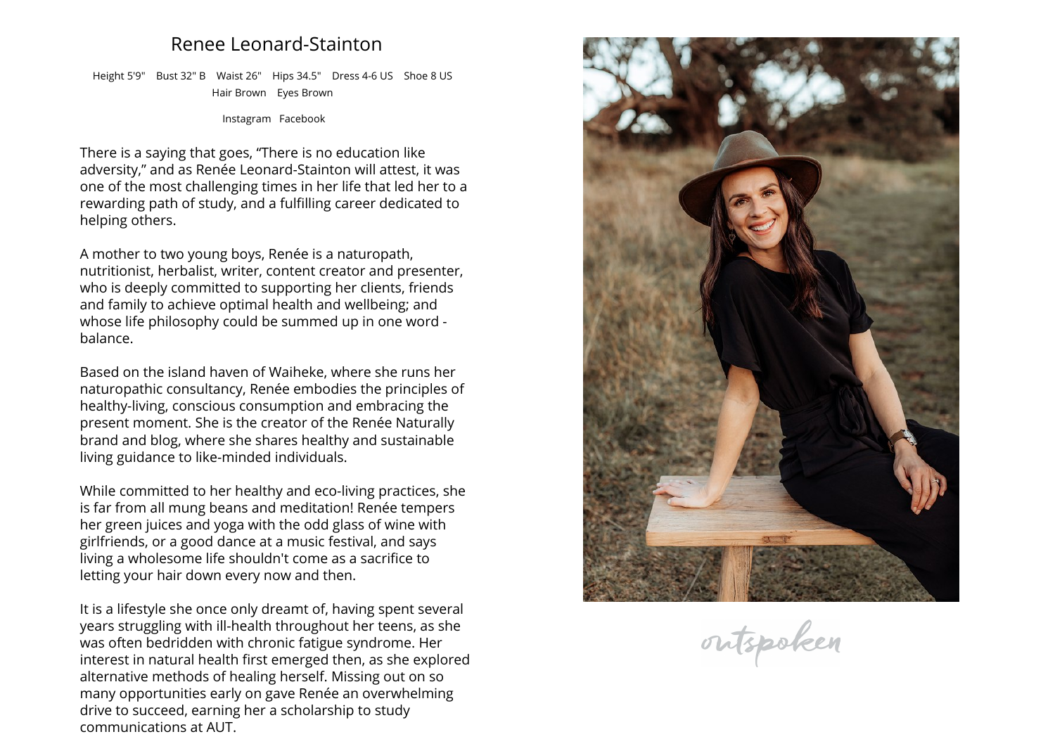# Renee Leonard-Stainton

Height 5'9"   Bust 32" B   Waist 26"   Hips 34.5"   Dress 4-6 US   Shoe 8 US
Hair Brown   Eyes Brown

Instagram   Facebook

There is a saying that goes, "There is no education like adversity," and as Renée Leonard-Stainton will attest, it was one of the most challenging times in her life that led her to a rewarding path of study, and a fulfilling career dedicated to helping others.

A mother to two young boys, Renée is a naturopath, nutritionist, herbalist, writer, content creator and presenter, who is deeply committed to supporting her clients, friends and family to achieve optimal health and wellbeing; and whose life philosophy could be summed up in one word - balance.

Based on the island haven of Waiheke, where she runs her naturopathic consultancy, Renée embodies the principles of healthy-living, conscious consumption and embracing the present moment. She is the creator of the Renée Naturally brand and blog, where she shares healthy and sustainable living guidance to like-minded individuals.

While committed to her healthy and eco-living practices, she is far from all mung beans and meditation! Renée tempers her green juices and yoga with the odd glass of wine with girlfriends, or a good dance at a music festival, and says living a wholesome life shouldn't come as a sacrifice to letting your hair down every now and then.

It is a lifestyle she once only dreamt of, having spent several years struggling with ill-health throughout her teens, as she was often bedridden with chronic fatigue syndrome. Her interest in natural health first emerged then, as she explored alternative methods of healing herself. Missing out on so many opportunities early on gave Renée an overwhelming drive to succeed, earning her a scholarship to study communications at AUT.

outspoken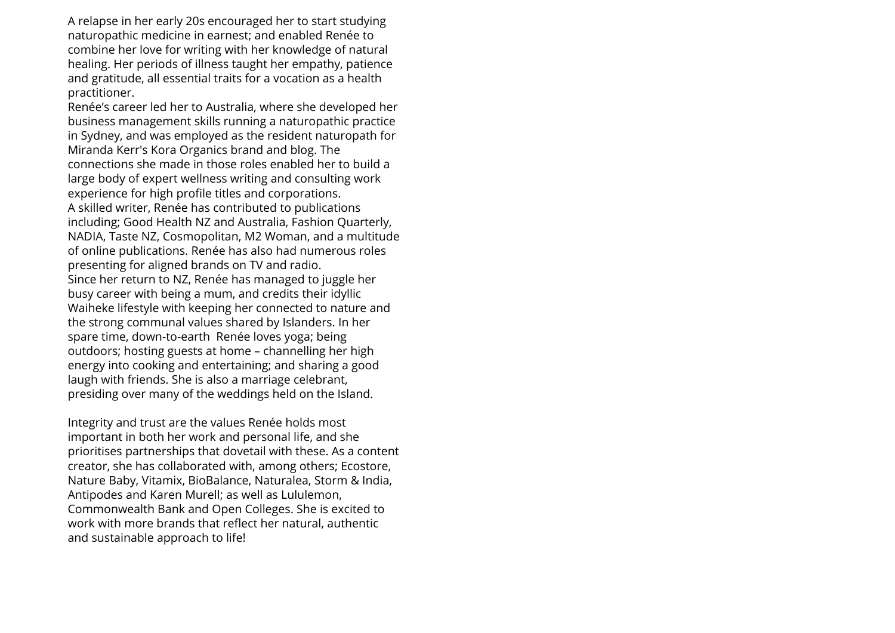A relapse in her early 20s encouraged her to start studying naturopathic medicine in earnest; and enabled Renée to combine her love for writing with her knowledge of natural healing. Her periods of illness taught her empathy, patience and gratitude, all essential traits for a vocation as a health practitioner.

Renée's career led her to Australia, where she developed her business management skills running a naturopathic practice in Sydney, and was employed as the resident naturopath for Miranda Kerr's Kora Organics brand and blog. The connections she made in those roles enabled her to build a large body of expert wellness writing and consulting work experience for high profile titles and corporations.

A skilled writer, Renée has contributed to publications including; Good Health NZ and Australia, Fashion Quarterly, NADIA, Taste NZ, Cosmopolitan, M2 Woman, and a multitude of online publications. Renée has also had numerous roles presenting for aligned brands on TV and radio.

Since her return to NZ, Renée has managed to juggle her busy career with being a mum, and credits their idyllic Waiheke lifestyle with keeping her connected to nature and the strong communal values shared by Islanders. In her spare time, down-to-earth Renée loves yoga; being outdoors; hosting guests at home – channelling her high energy into cooking and entertaining; and sharing a good laugh with friends. She is also a marriage celebrant, presiding over many of the weddings held on the Island.

Integrity and trust are the values Renée holds most important in both her work and personal life, and she prioritises partnerships that dovetail with these. As a content creator, she has collaborated with, among others; Ecostore, Nature Baby, Vitamix, BioBalance, Naturalea, Storm & India, Antipodes and Karen Murell; as well as Lululemon, Commonwealth Bank and Open Colleges. She is excited to work with more brands that reflect her natural, authentic and sustainable approach to life!